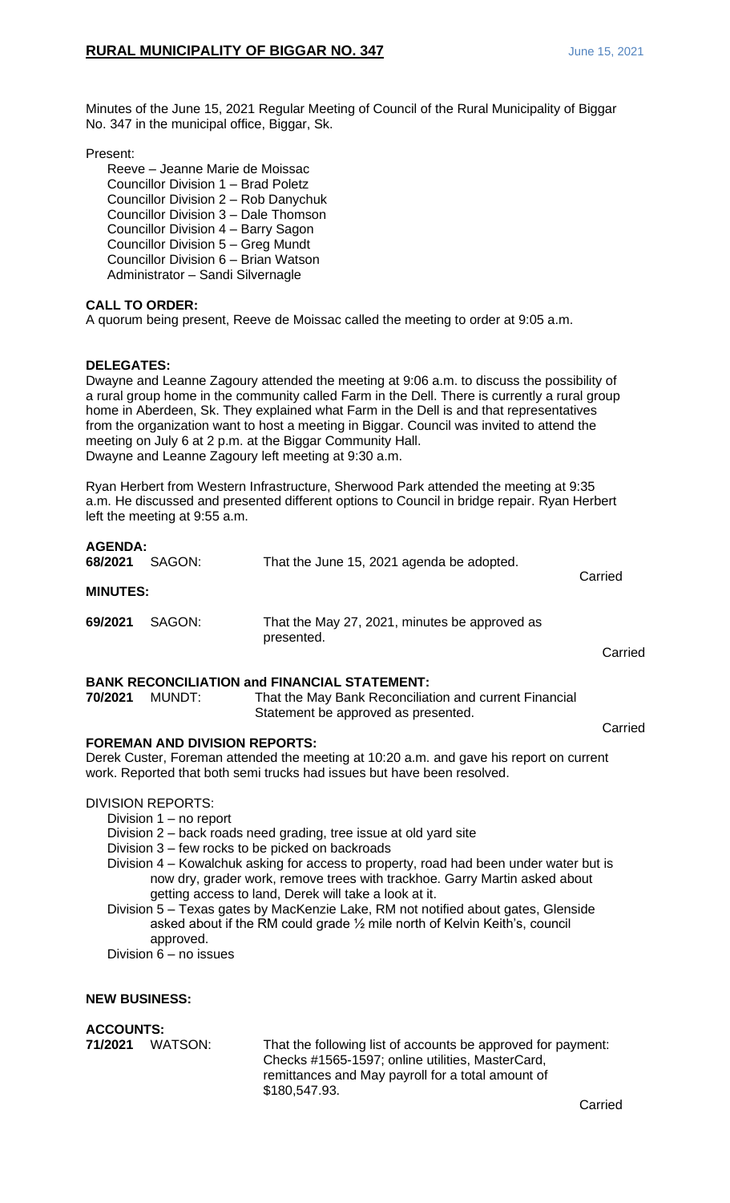Minutes of the June 15, 2021 Regular Meeting of Council of the Rural Municipality of Biggar No. 347 in the municipal office, Biggar, Sk.

Present:

- Reeve – Jeanne Marie de Moissac
- Councillor Division 1 – Brad Poletz
- Councillor Division 2 – Rob Danychuk
- Councillor Division 3 – Dale Thomson
- Councillor Division 4 – Barry Sagon
- Councillor Division 5 – Greg Mundt
- Councillor Division 6 – Brian Watson
- Administrator – Sandi Silvernagle

**CALL TO ORDER:**

A quorum being present, Reeve de Moissac called the meeting to order at 9:05 a.m.

**DELEGATES:**

Dwayne and Leanne Zagoury attended the meeting at 9:06 a.m. to discuss the possibility of a rural group home in the community called Farm in the Dell. There is currently a rural group home in Aberdeen, Sk. They explained what Farm in the Dell is and that representatives from the organization want to host a meeting in Biggar. Council was invited to attend the meeting on July 6 at 2 p.m. at the Biggar Community Hall.
Dwayne and Leanne Zagoury left meeting at 9:30 a.m.

Ryan Herbert from Western Infrastructure, Sherwood Park attended the meeting at 9:35 a.m. He discussed and presented different options to Council in bridge repair. Ryan Herbert left the meeting at 9:55 a.m.

**AGENDA:**

**68/2021** SAGON: That the June 15, 2021 agenda be adopted.

Carried

**MINUTES:**

**69/2021** SAGON: That the May 27, 2021, minutes be approved as presented.

Carried

**BANK RECONCILIATION and FINANCIAL STATEMENT:**

**70/2021** MUNDT: That the May Bank Reconciliation and current Financial Statement be approved as presented.

Carried

**FOREMAN AND DIVISION REPORTS:**

Derek Custer, Foreman attended the meeting at 10:20 a.m. and gave his report on current work. Reported that both semi trucks had issues but have been resolved.

DIVISION REPORTS:

- Division 1 – no report
- Division 2 – back roads need grading, tree issue at old yard site
- Division 3 – few rocks to be picked on backroads
- Division 4 – Kowalchuk asking for access to property, road had been under water but is now dry, grader work, remove trees with trackhoe. Garry Martin asked about getting access to land, Derek will take a look at it.
- Division 5 – Texas gates by MacKenzie Lake, RM not notified about gates, Glenside asked about if the RM could grade ½ mile north of Kelvin Keith's, council approved.
- Division 6 – no issues

**NEW BUSINESS:**

**ACCOUNTS:**

**71/2021** WATSON: That the following list of accounts be approved for payment: Checks #1565-1597; online utilities, MasterCard, remittances and May payroll for a total amount of $180,547.93.

Carried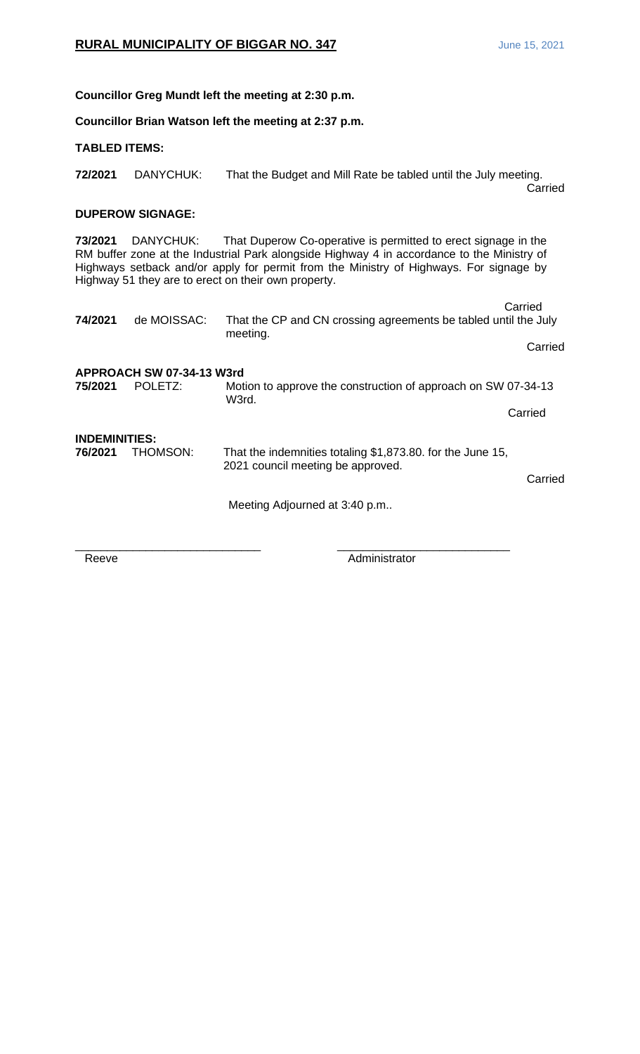**Councillor Greg Mundt left the meeting at 2:30 p.m.**

**Councillor Brian Watson left the meeting at 2:37 p.m.**

**TABLED ITEMS:**

**72/2021** DANYCHUK: That the Budget and Mill Rate be tabled until the July meeting.

Carried

**DUPEROW SIGNAGE:**

**73/2021** DANYCHUK: That Duperow Co-operative is permitted to erect signage in the RM buffer zone at the Industrial Park alongside Highway 4 in accordance to the Ministry of Highways setback and/or apply for permit from the Ministry of Highways. For signage by Highway 51 they are to erect on their own property.

Carried

**74/2021** de MOISSAC: That the CP and CN crossing agreements be tabled until the July meeting.

Carried

**APPROACH SW 07-34-13 W3rd**

**75/2021** POLETZ: Motion to approve the construction of approach on SW 07-34-13 W3rd.

Carried

**INDEMINITIES:**

**76/2021** THOMSON: That the indemnities totaling $1,873.80. for the June 15, 2021 council meeting be approved.

Carried

Meeting Adjourned at 3:40 p.m..

\_\_\_\_\_\_\_\_\_\_\_\_\_\_\_\_\_\_\_\_\_\_\_\_\_\_\_\_ \_\_\_\_\_\_\_\_\_\_\_\_\_\_\_\_\_\_\_\_\_\_\_\_\_\_\_\_

Reeve Administrator